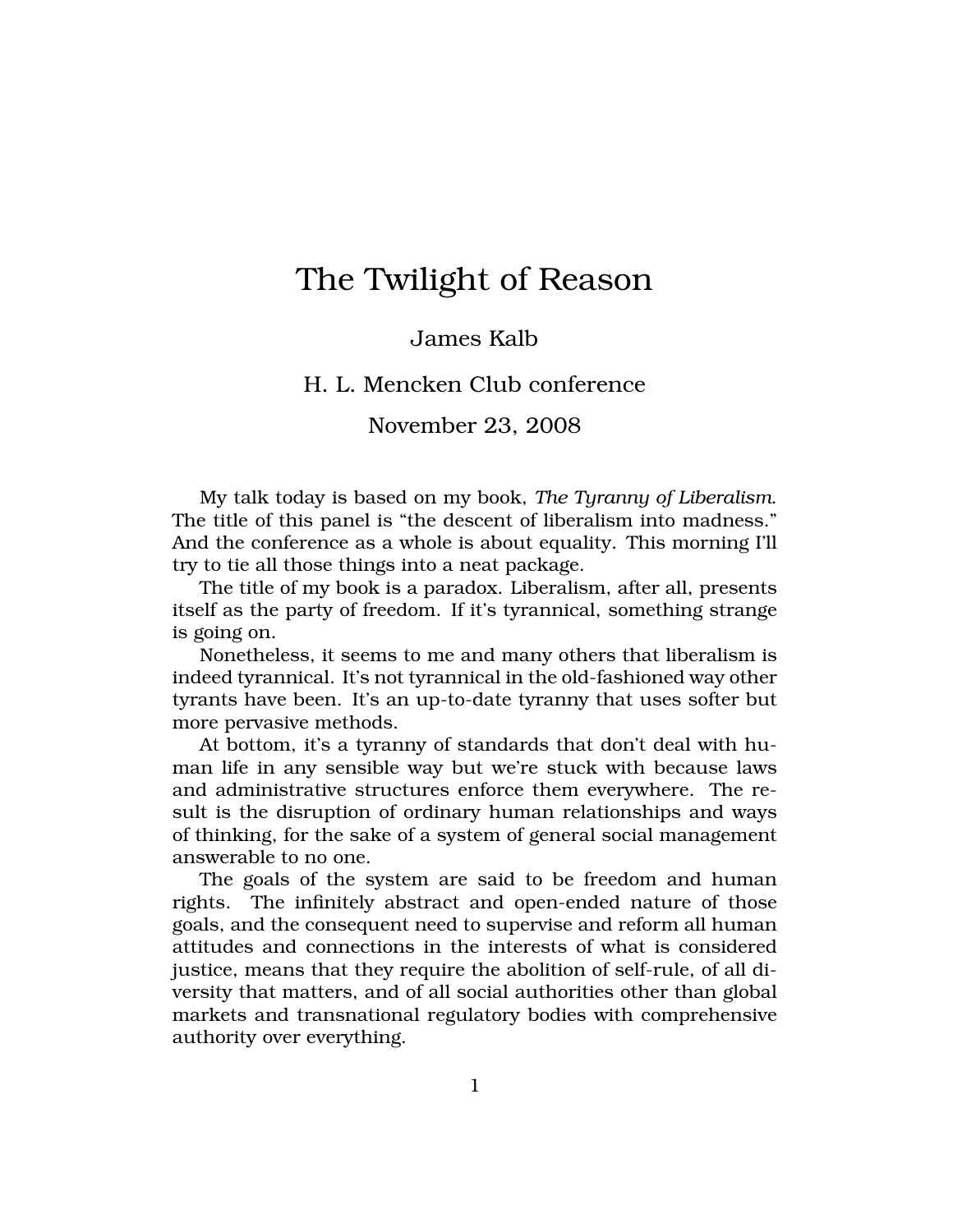# The Twilight of Reason

James Kalb

H. L. Mencken Club conference

November 23, 2008

My talk today is based on my book, *The Tyranny of Liberalism*. The title of this panel is "the descent of liberalism into madness." And the conference as a whole is about equality. This morning I'll try to tie all those things into a neat package.

The title of my book is a paradox. Liberalism, after all, presents itself as the party of freedom. If it's tyrannical, something strange is going on.

Nonetheless, it seems to me and many others that liberalism is indeed tyrannical. It's not tyrannical in the old-fashioned way other tyrants have been. It's an up-to-date tyranny that uses softer but more pervasive methods.

At bottom, it's a tyranny of standards that don't deal with human life in any sensible way but we're stuck with because laws and administrative structures enforce them everywhere. The result is the disruption of ordinary human relationships and ways of thinking, for the sake of a system of general social management answerable to no one.

The goals of the system are said to be freedom and human rights. The infinitely abstract and open-ended nature of those goals, and the consequent need to supervise and reform all human attitudes and connections in the interests of what is considered justice, means that they require the abolition of self-rule, of all diversity that matters, and of all social authorities other than global markets and transnational regulatory bodies with comprehensive authority over everything.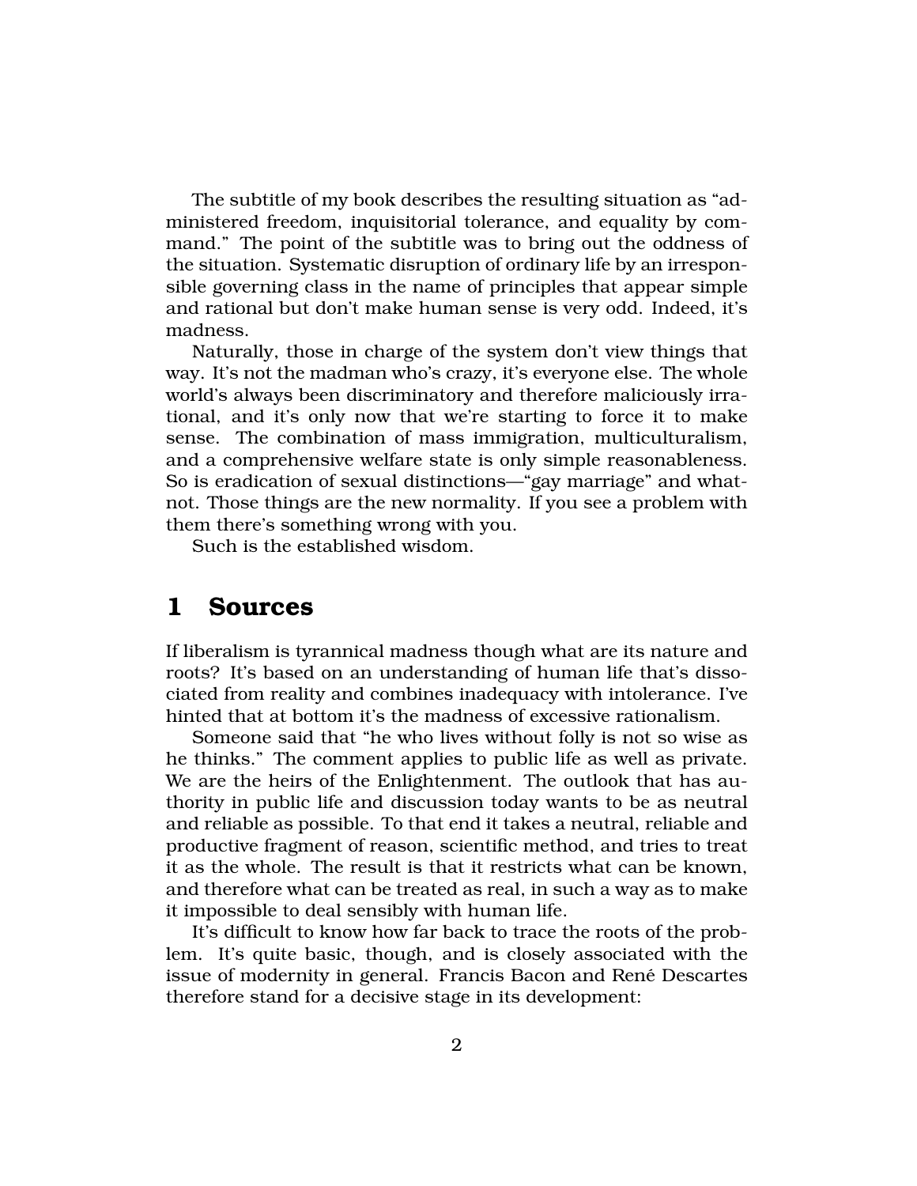The subtitle of my book describes the resulting situation as "administered freedom, inquisitorial tolerance, and equality by command." The point of the subtitle was to bring out the oddness of the situation. Systematic disruption of ordinary life by an irresponsible governing class in the name of principles that appear simple and rational but don't make human sense is very odd. Indeed, it's madness.

Naturally, those in charge of the system don't view things that way. It's not the madman who's crazy, it's everyone else. The whole world's always been discriminatory and therefore maliciously irrational, and it's only now that we're starting to force it to make sense. The combination of mass immigration, multiculturalism, and a comprehensive welfare state is only simple reasonableness. So is eradication of sexual distinctions—"gay marriage" and whatnot. Those things are the new normality. If you see a problem with them there's something wrong with you.

Such is the established wisdom.

## 1 Sources

If liberalism is tyrannical madness though what are its nature and roots? It's based on an understanding of human life that's dissociated from reality and combines inadequacy with intolerance. I've hinted that at bottom it's the madness of excessive rationalism.

Someone said that "he who lives without folly is not so wise as he thinks." The comment applies to public life as well as private. We are the heirs of the Enlightenment. The outlook that has authority in public life and discussion today wants to be as neutral and reliable as possible. To that end it takes a neutral, reliable and productive fragment of reason, scientific method, and tries to treat it as the whole. The result is that it restricts what can be known, and therefore what can be treated as real, in such a way as to make it impossible to deal sensibly with human life.

It's difficult to know how far back to trace the roots of the problem. It's quite basic, though, and is closely associated with the issue of modernity in general. Francis Bacon and René Descartes therefore stand for a decisive stage in its development: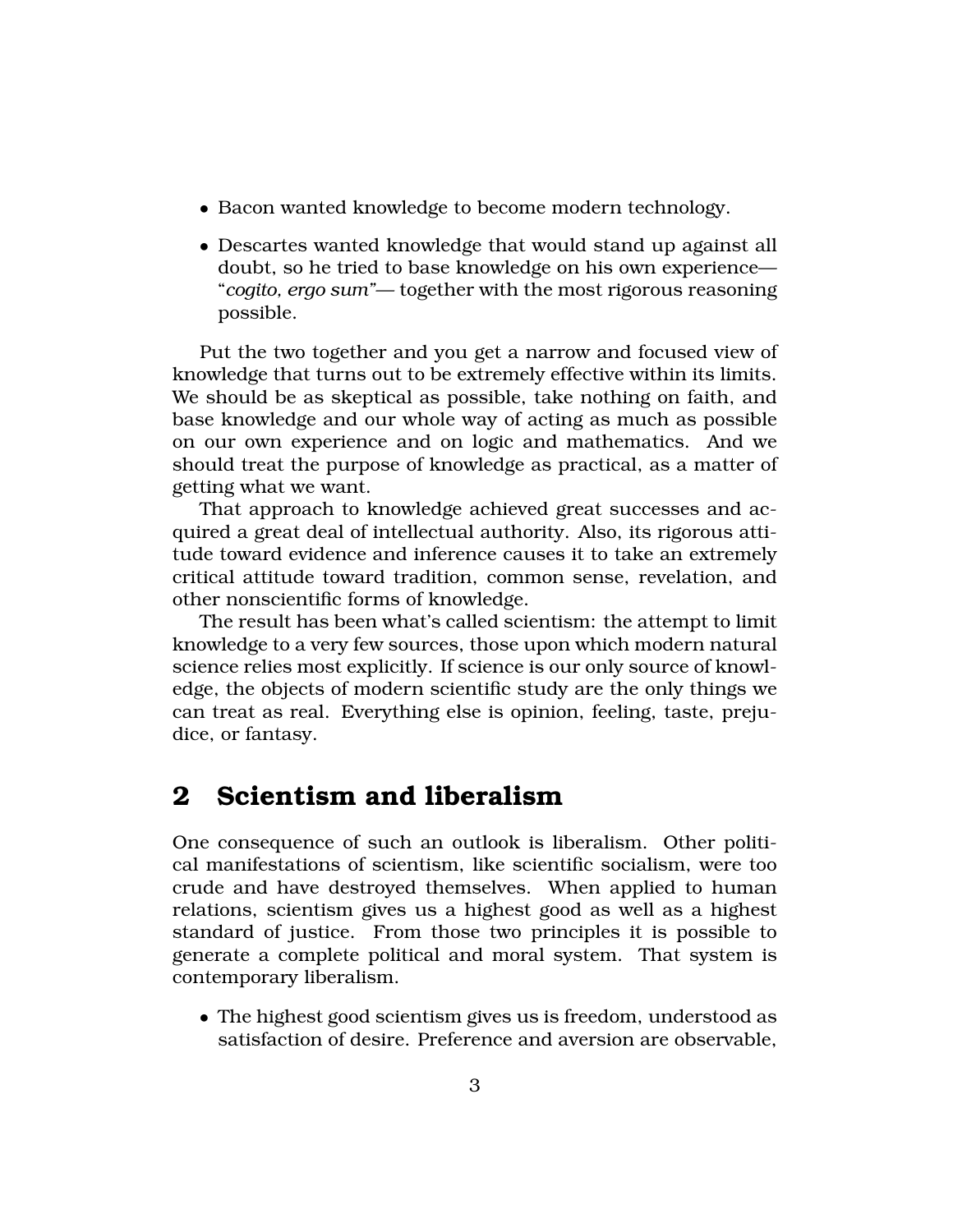- Bacon wanted knowledge to become modern technology.
- Descartes wanted knowledge that would stand up against all doubt, so he tried to base knowledge on his own experience— "*cogito, ergo sum*"— together with the most rigorous reasoning possible.

Put the two together and you get a narrow and focused view of knowledge that turns out to be extremely effective within its limits. We should be as skeptical as possible, take nothing on faith, and base knowledge and our whole way of acting as much as possible on our own experience and on logic and mathematics. And we should treat the purpose of knowledge as practical, as a matter of getting what we want.

That approach to knowledge achieved great successes and acquired a great deal of intellectual authority. Also, its rigorous attitude toward evidence and inference causes it to take an extremely critical attitude toward tradition, common sense, revelation, and other nonscientific forms of knowledge.

The result has been what's called scientism: the attempt to limit knowledge to a very few sources, those upon which modern natural science relies most explicitly. If science is our only source of knowledge, the objects of modern scientific study are the only things we can treat as real. Everything else is opinion, feeling, taste, prejudice, or fantasy.

## 2 Scientism and liberalism

One consequence of such an outlook is liberalism. Other political manifestations of scientism, like scientific socialism, were too crude and have destroyed themselves. When applied to human relations, scientism gives us a highest good as well as a highest standard of justice. From those two principles it is possible to generate a complete political and moral system. That system is contemporary liberalism.

- The highest good scientism gives us is freedom, understood as satisfaction of desire. Preference and aversion are observable,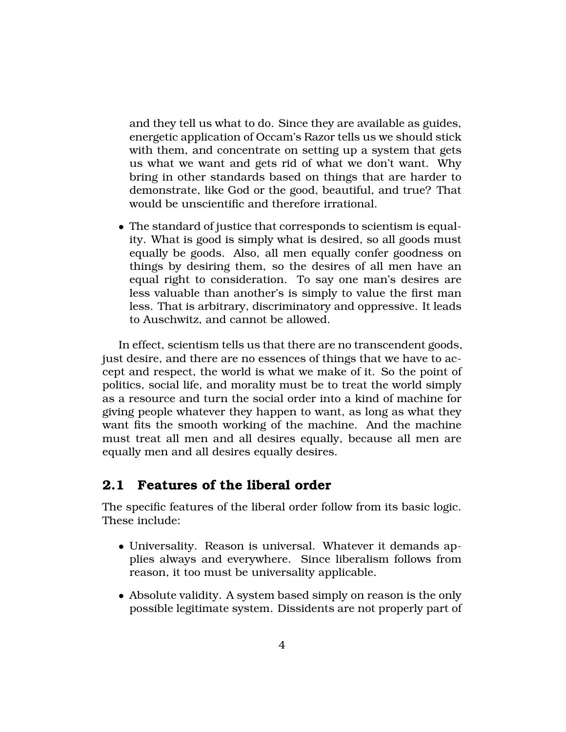and they tell us what to do. Since they are available as guides, energetic application of Occam's Razor tells us we should stick with them, and concentrate on setting up a system that gets us what we want and gets rid of what we don't want. Why bring in other standards based on things that are harder to demonstrate, like God or the good, beautiful, and true? That would be unscientific and therefore irrational.

- The standard of justice that corresponds to scientism is equality. What is good is simply what is desired, so all goods must equally be goods. Also, all men equally confer goodness on things by desiring them, so the desires of all men have an equal right to consideration. To say one man's desires are less valuable than another's is simply to value the first man less. That is arbitrary, discriminatory and oppressive. It leads to Auschwitz, and cannot be allowed.

In effect, scientism tells us that there are no transcendent goods, just desire, and there are no essences of things that we have to accept and respect, the world is what we make of it. So the point of politics, social life, and morality must be to treat the world simply as a resource and turn the social order into a kind of machine for giving people whatever they happen to want, as long as what they want fits the smooth working of the machine. And the machine must treat all men and all desires equally, because all men are equally men and all desires equally desires.

## 2.1 Features of the liberal order

The specific features of the liberal order follow from its basic logic. These include:

- Universality. Reason is universal. Whatever it demands applies always and everywhere. Since liberalism follows from reason, it too must be universality applicable.
- Absolute validity. A system based simply on reason is the only possible legitimate system. Dissidents are not properly part of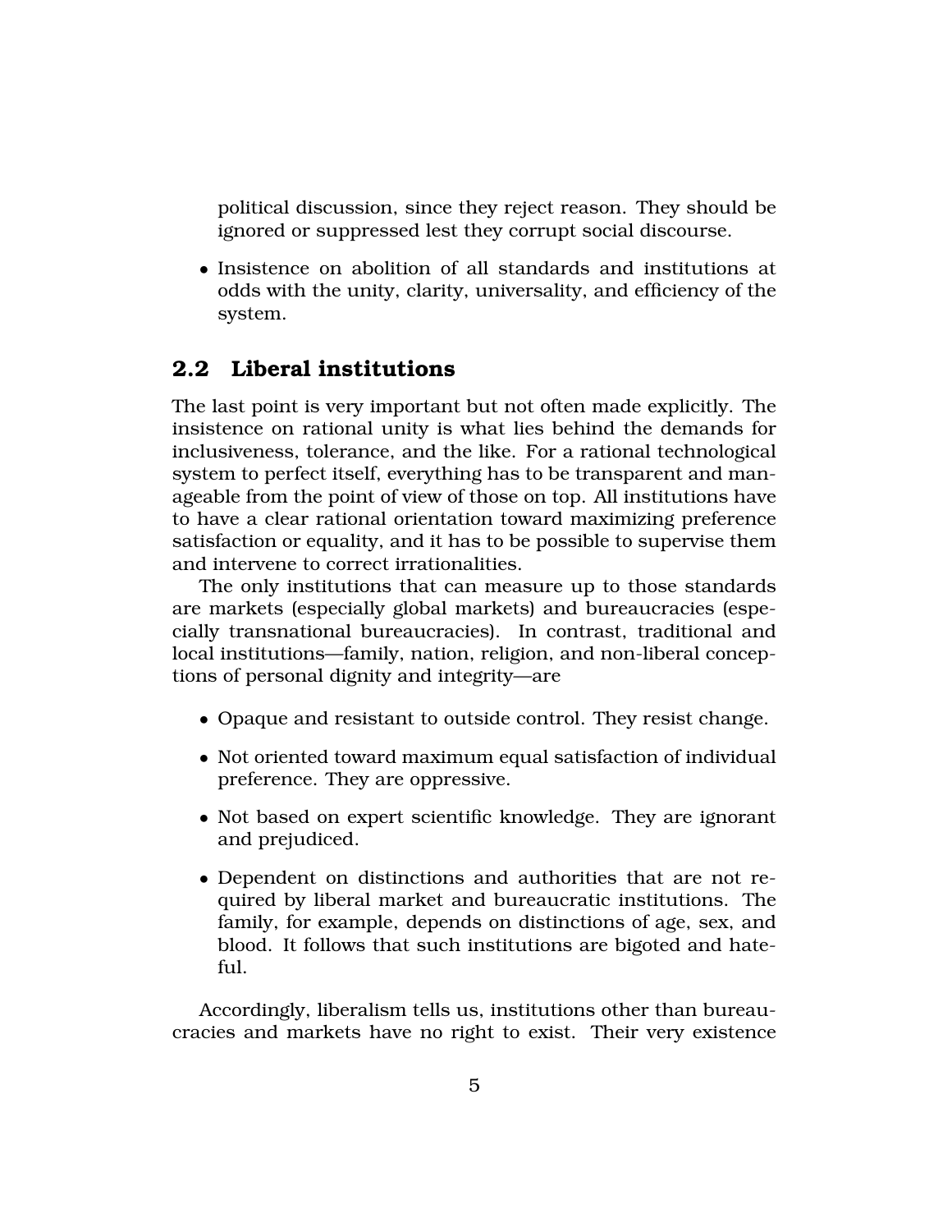political discussion, since they reject reason. They should be ignored or suppressed lest they corrupt social discourse.

- Insistence on abolition of all standards and institutions at odds with the unity, clarity, universality, and efficiency of the system.

## 2.2 Liberal institutions

The last point is very important but not often made explicitly. The insistence on rational unity is what lies behind the demands for inclusiveness, tolerance, and the like. For a rational technological system to perfect itself, everything has to be transparent and manageable from the point of view of those on top. All institutions have to have a clear rational orientation toward maximizing preference satisfaction or equality, and it has to be possible to supervise them and intervene to correct irrationalities.

The only institutions that can measure up to those standards are markets (especially global markets) and bureaucracies (especially transnational bureaucracies). In contrast, traditional and local institutions—family, nation, religion, and non-liberal conceptions of personal dignity and integrity—are

- Opaque and resistant to outside control. They resist change.
- Not oriented toward maximum equal satisfaction of individual preference. They are oppressive.
- Not based on expert scientific knowledge. They are ignorant and prejudiced.
- Dependent on distinctions and authorities that are not required by liberal market and bureaucratic institutions. The family, for example, depends on distinctions of age, sex, and blood. It follows that such institutions are bigoted and hateful.

Accordingly, liberalism tells us, institutions other than bureaucracies and markets have no right to exist. Their very existence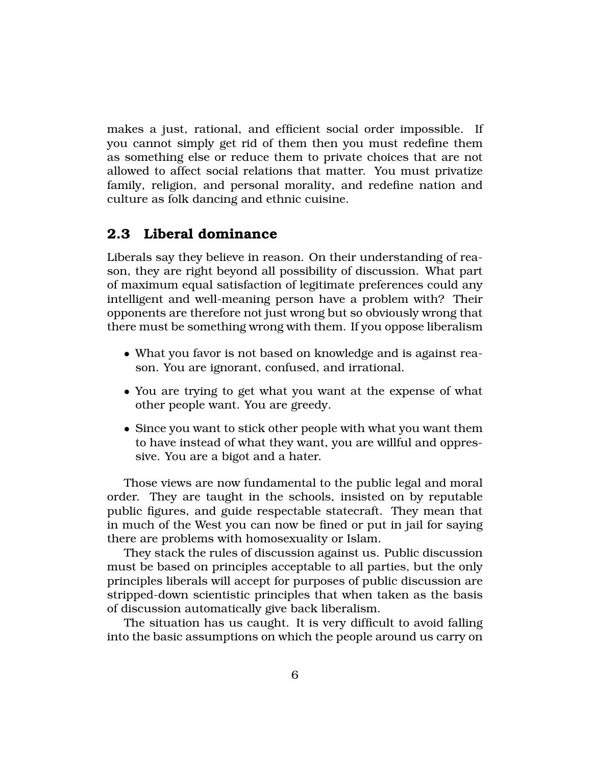makes a just, rational, and efficient social order impossible. If you cannot simply get rid of them then you must redefine them as something else or reduce them to private choices that are not allowed to affect social relations that matter. You must privatize family, religion, and personal morality, and redefine nation and culture as folk dancing and ethnic cuisine.

## 2.3 Liberal dominance

Liberals say they believe in reason. On their understanding of reason, they are right beyond all possibility of discussion. What part of maximum equal satisfaction of legitimate preferences could any intelligent and well-meaning person have a problem with? Their opponents are therefore not just wrong but so obviously wrong that there must be something wrong with them. If you oppose liberalism

- What you favor is not based on knowledge and is against reason. You are ignorant, confused, and irrational.
- You are trying to get what you want at the expense of what other people want. You are greedy.
- Since you want to stick other people with what you want them to have instead of what they want, you are willful and oppressive. You are a bigot and a hater.

Those views are now fundamental to the public legal and moral order. They are taught in the schools, insisted on by reputable public figures, and guide respectable statecraft. They mean that in much of the West you can now be fined or put in jail for saying there are problems with homosexuality or Islam.

They stack the rules of discussion against us. Public discussion must be based on principles acceptable to all parties, but the only principles liberals will accept for purposes of public discussion are stripped-down scientistic principles that when taken as the basis of discussion automatically give back liberalism.

The situation has us caught. It is very difficult to avoid falling into the basic assumptions on which the people around us carry on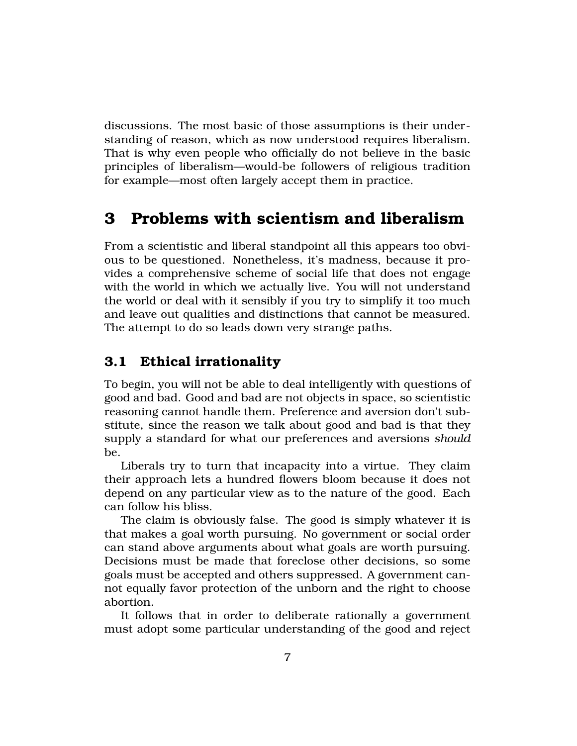discussions. The most basic of those assumptions is their understanding of reason, which as now understood requires liberalism. That is why even people who officially do not believe in the basic principles of liberalism—would-be followers of religious tradition for example—most often largely accept them in practice.

## 3 Problems with scientism and liberalism

From a scientistic and liberal standpoint all this appears too obvious to be questioned. Nonetheless, it's madness, because it provides a comprehensive scheme of social life that does not engage with the world in which we actually live. You will not understand the world or deal with it sensibly if you try to simplify it too much and leave out qualities and distinctions that cannot be measured. The attempt to do so leads down very strange paths.

### 3.1 Ethical irrationality

To begin, you will not be able to deal intelligently with questions of good and bad. Good and bad are not objects in space, so scientistic reasoning cannot handle them. Preference and aversion don't substitute, since the reason we talk about good and bad is that they supply a standard for what our preferences and aversions *should* be.

Liberals try to turn that incapacity into a virtue. They claim their approach lets a hundred flowers bloom because it does not depend on any particular view as to the nature of the good. Each can follow his bliss.

The claim is obviously false. The good is simply whatever it is that makes a goal worth pursuing. No government or social order can stand above arguments about what goals are worth pursuing. Decisions must be made that foreclose other decisions, so some goals must be accepted and others suppressed. A government cannot equally favor protection of the unborn and the right to choose abortion.

It follows that in order to deliberate rationally a government must adopt some particular understanding of the good and reject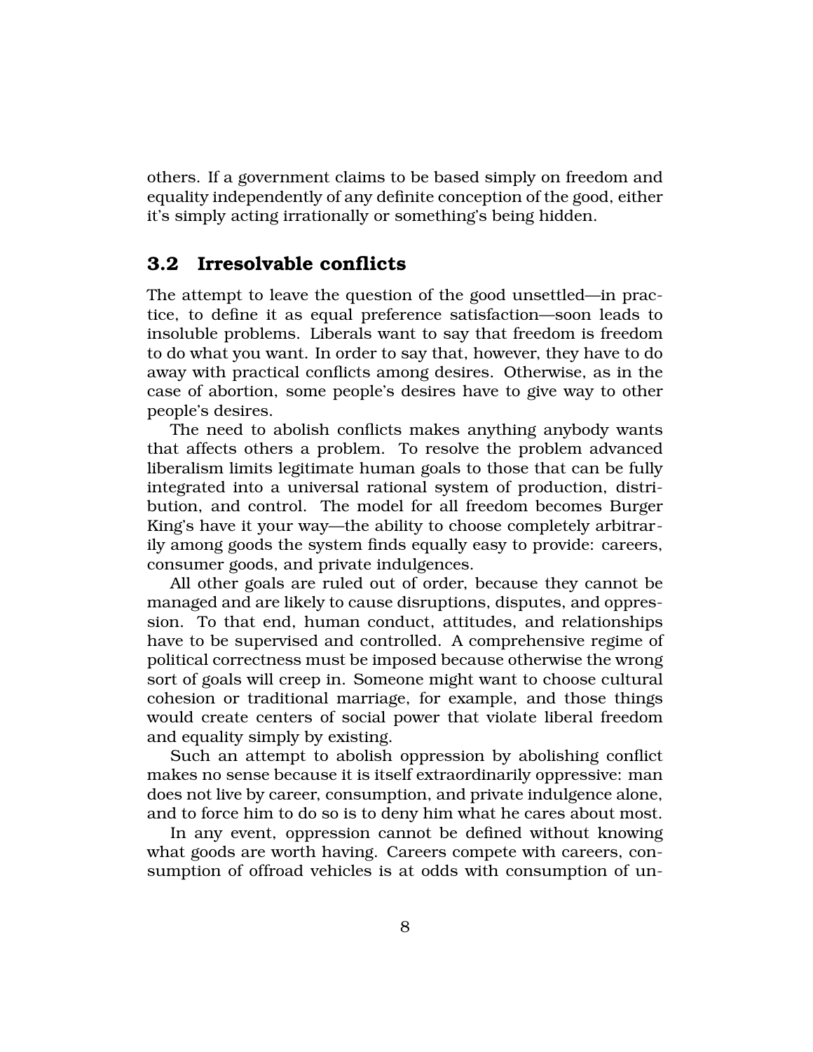others. If a government claims to be based simply on freedom and equality independently of any definite conception of the good, either it's simply acting irrationally or something's being hidden.

## 3.2 Irresolvable conflicts

The attempt to leave the question of the good unsettled—in practice, to define it as equal preference satisfaction—soon leads to insoluble problems. Liberals want to say that freedom is freedom to do what you want. In order to say that, however, they have to do away with practical conflicts among desires. Otherwise, as in the case of abortion, some people's desires have to give way to other people's desires.

The need to abolish conflicts makes anything anybody wants that affects others a problem. To resolve the problem advanced liberalism limits legitimate human goals to those that can be fully integrated into a universal rational system of production, distribution, and control. The model for all freedom becomes Burger King's have it your way—the ability to choose completely arbitrarily among goods the system finds equally easy to provide: careers, consumer goods, and private indulgences.

All other goals are ruled out of order, because they cannot be managed and are likely to cause disruptions, disputes, and oppression. To that end, human conduct, attitudes, and relationships have to be supervised and controlled. A comprehensive regime of political correctness must be imposed because otherwise the wrong sort of goals will creep in. Someone might want to choose cultural cohesion or traditional marriage, for example, and those things would create centers of social power that violate liberal freedom and equality simply by existing.

Such an attempt to abolish oppression by abolishing conflict makes no sense because it is itself extraordinarily oppressive: man does not live by career, consumption, and private indulgence alone, and to force him to do so is to deny him what he cares about most.

In any event, oppression cannot be defined without knowing what goods are worth having. Careers compete with careers, consumption of offroad vehicles is at odds with consumption of un-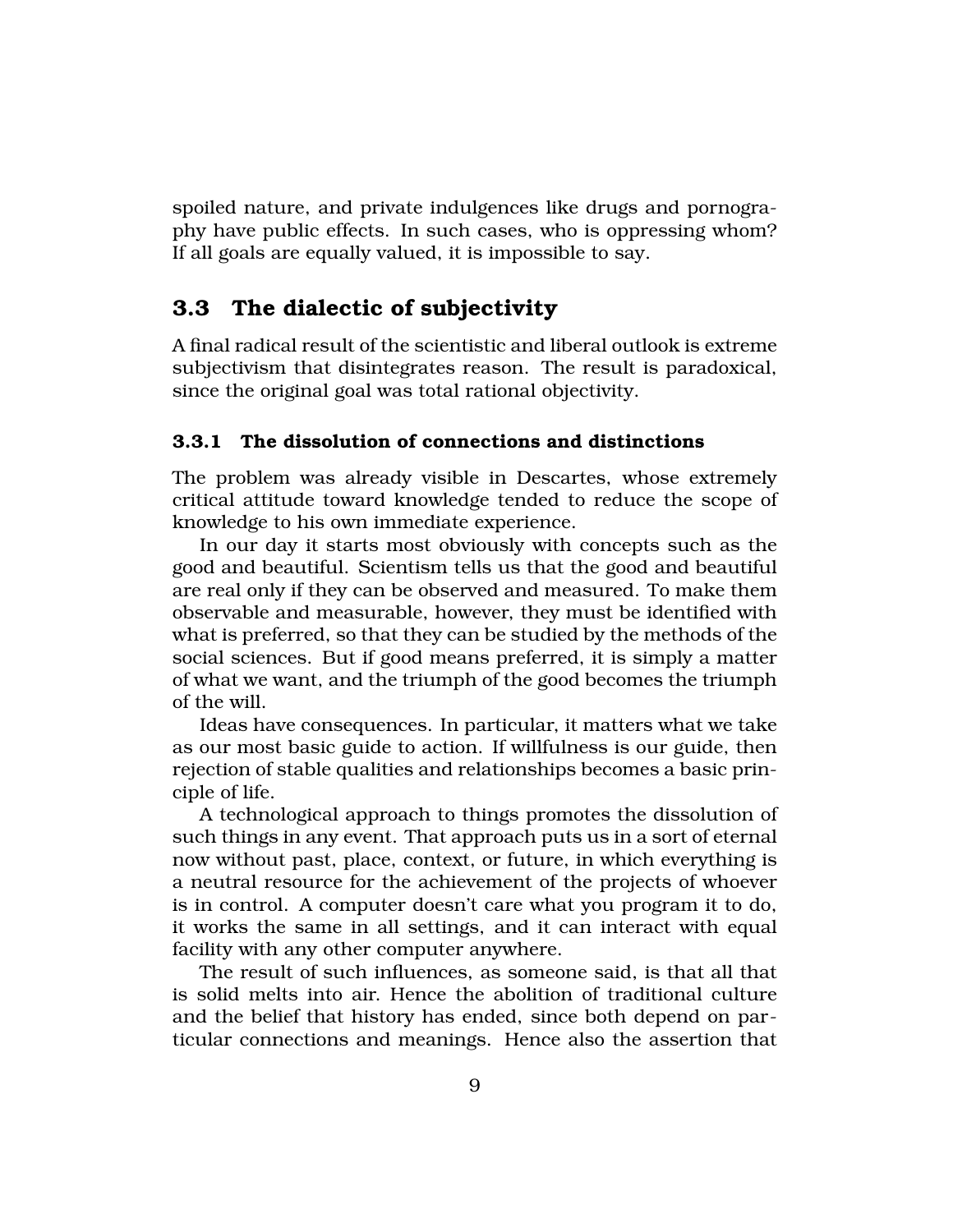spoiled nature, and private indulgences like drugs and pornography have public effects. In such cases, who is oppressing whom? If all goals are equally valued, it is impossible to say.

## 3.3 The dialectic of subjectivity

A final radical result of the scientistic and liberal outlook is extreme subjectivism that disintegrates reason. The result is paradoxical, since the original goal was total rational objectivity.

### 3.3.1 The dissolution of connections and distinctions

The problem was already visible in Descartes, whose extremely critical attitude toward knowledge tended to reduce the scope of knowledge to his own immediate experience.

In our day it starts most obviously with concepts such as the good and beautiful. Scientism tells us that the good and beautiful are real only if they can be observed and measured. To make them observable and measurable, however, they must be identified with what is preferred, so that they can be studied by the methods of the social sciences. But if good means preferred, it is simply a matter of what we want, and the triumph of the good becomes the triumph of the will.

Ideas have consequences. In particular, it matters what we take as our most basic guide to action. If willfulness is our guide, then rejection of stable qualities and relationships becomes a basic principle of life.

A technological approach to things promotes the dissolution of such things in any event. That approach puts us in a sort of eternal now without past, place, context, or future, in which everything is a neutral resource for the achievement of the projects of whoever is in control. A computer doesn't care what you program it to do, it works the same in all settings, and it can interact with equal facility with any other computer anywhere.

The result of such influences, as someone said, is that all that is solid melts into air. Hence the abolition of traditional culture and the belief that history has ended, since both depend on particular connections and meanings. Hence also the assertion that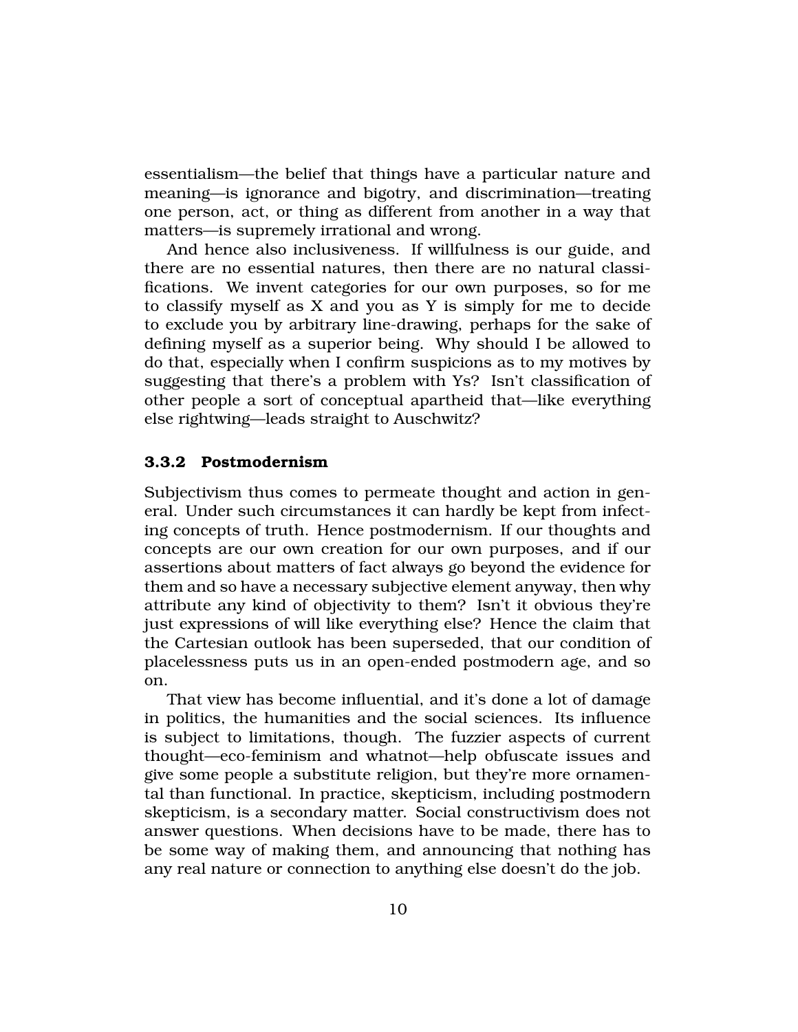essentialism—the belief that things have a particular nature and meaning—is ignorance and bigotry, and discrimination—treating one person, act, or thing as different from another in a way that matters—is supremely irrational and wrong.

And hence also inclusiveness. If willfulness is our guide, and there are no essential natures, then there are no natural classifications. We invent categories for our own purposes, so for me to classify myself as X and you as Y is simply for me to decide to exclude you by arbitrary line-drawing, perhaps for the sake of defining myself as a superior being. Why should I be allowed to do that, especially when I confirm suspicions as to my motives by suggesting that there's a problem with Ys? Isn't classification of other people a sort of conceptual apartheid that—like everything else rightwing—leads straight to Auschwitz?

### 3.3.2 Postmodernism

Subjectivism thus comes to permeate thought and action in general. Under such circumstances it can hardly be kept from infecting concepts of truth. Hence postmodernism. If our thoughts and concepts are our own creation for our own purposes, and if our assertions about matters of fact always go beyond the evidence for them and so have a necessary subjective element anyway, then why attribute any kind of objectivity to them? Isn't it obvious they're just expressions of will like everything else? Hence the claim that the Cartesian outlook has been superseded, that our condition of placelessness puts us in an open-ended postmodern age, and so on.

That view has become influential, and it's done a lot of damage in politics, the humanities and the social sciences. Its influence is subject to limitations, though. The fuzzier aspects of current thought—eco-feminism and whatnot—help obfuscate issues and give some people a substitute religion, but they're more ornamental than functional. In practice, skepticism, including postmodern skepticism, is a secondary matter. Social constructivism does not answer questions. When decisions have to be made, there has to be some way of making them, and announcing that nothing has any real nature or connection to anything else doesn't do the job.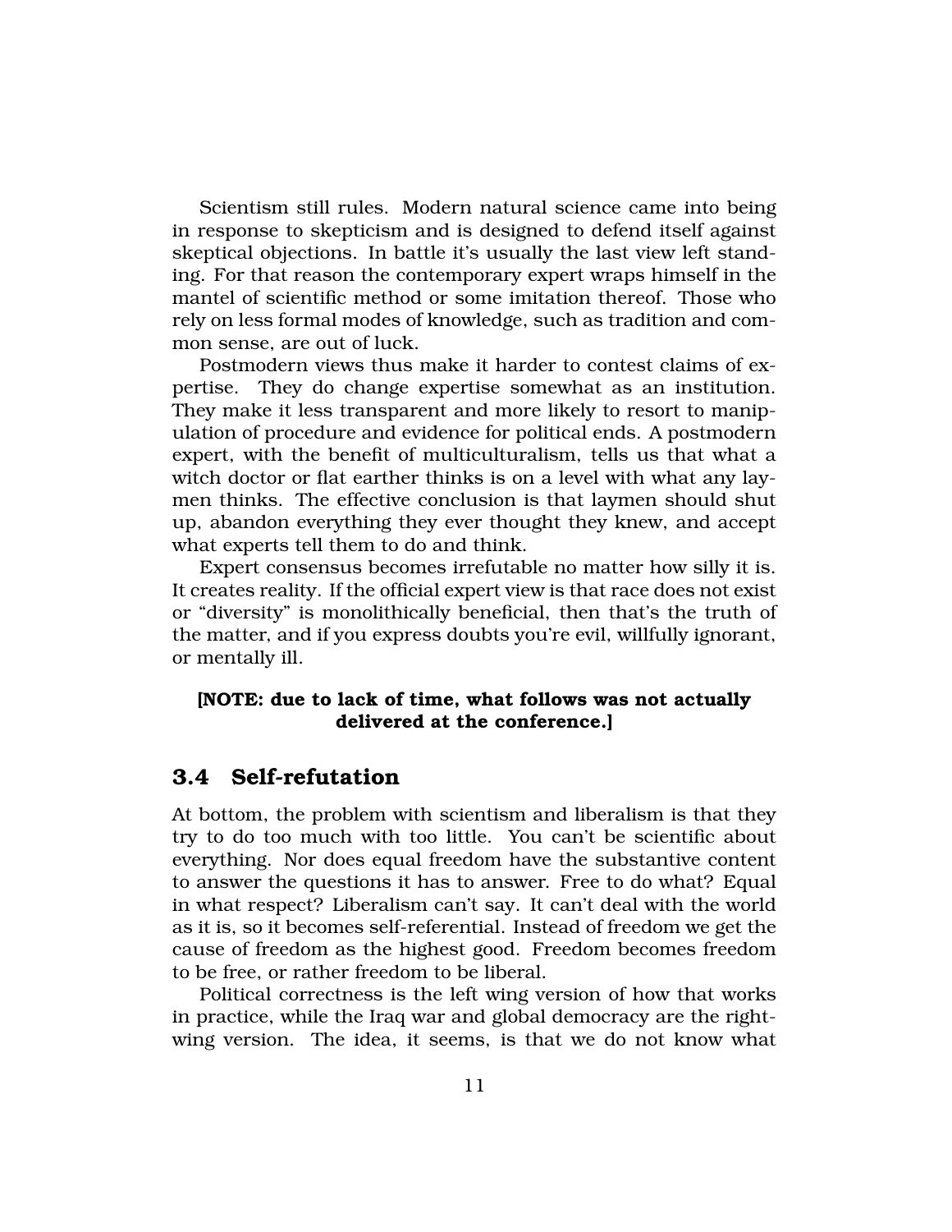Scientism still rules. Modern natural science came into being in response to skepticism and is designed to defend itself against skeptical objections. In battle it's usually the last view left standing. For that reason the contemporary expert wraps himself in the mantel of scientific method or some imitation thereof. Those who rely on less formal modes of knowledge, such as tradition and common sense, are out of luck.

Postmodern views thus make it harder to contest claims of expertise. They do change expertise somewhat as an institution. They make it less transparent and more likely to resort to manipulation of procedure and evidence for political ends. A postmodern expert, with the benefit of multiculturalism, tells us that what a witch doctor or flat earther thinks is on a level with what any laymen thinks. The effective conclusion is that laymen should shut up, abandon everything they ever thought they knew, and accept what experts tell them to do and think.

Expert consensus becomes irrefutable no matter how silly it is. It creates reality. If the official expert view is that race does not exist or "diversity" is monolithically beneficial, then that's the truth of the matter, and if you express doubts you're evil, willfully ignorant, or mentally ill.

**[NOTE: due to lack of time, what follows was not actually delivered at the conference.]**

## 3.4 Self-refutation

At bottom, the problem with scientism and liberalism is that they try to do too much with too little. You can't be scientific about everything. Nor does equal freedom have the substantive content to answer the questions it has to answer. Free to do what? Equal in what respect? Liberalism can't say. It can't deal with the world as it is, so it becomes self-referential. Instead of freedom we get the cause of freedom as the highest good. Freedom becomes freedom to be free, or rather freedom to be liberal.

Political correctness is the left wing version of how that works in practice, while the Iraq war and global democracy are the right-wing version. The idea, it seems, is that we do not know what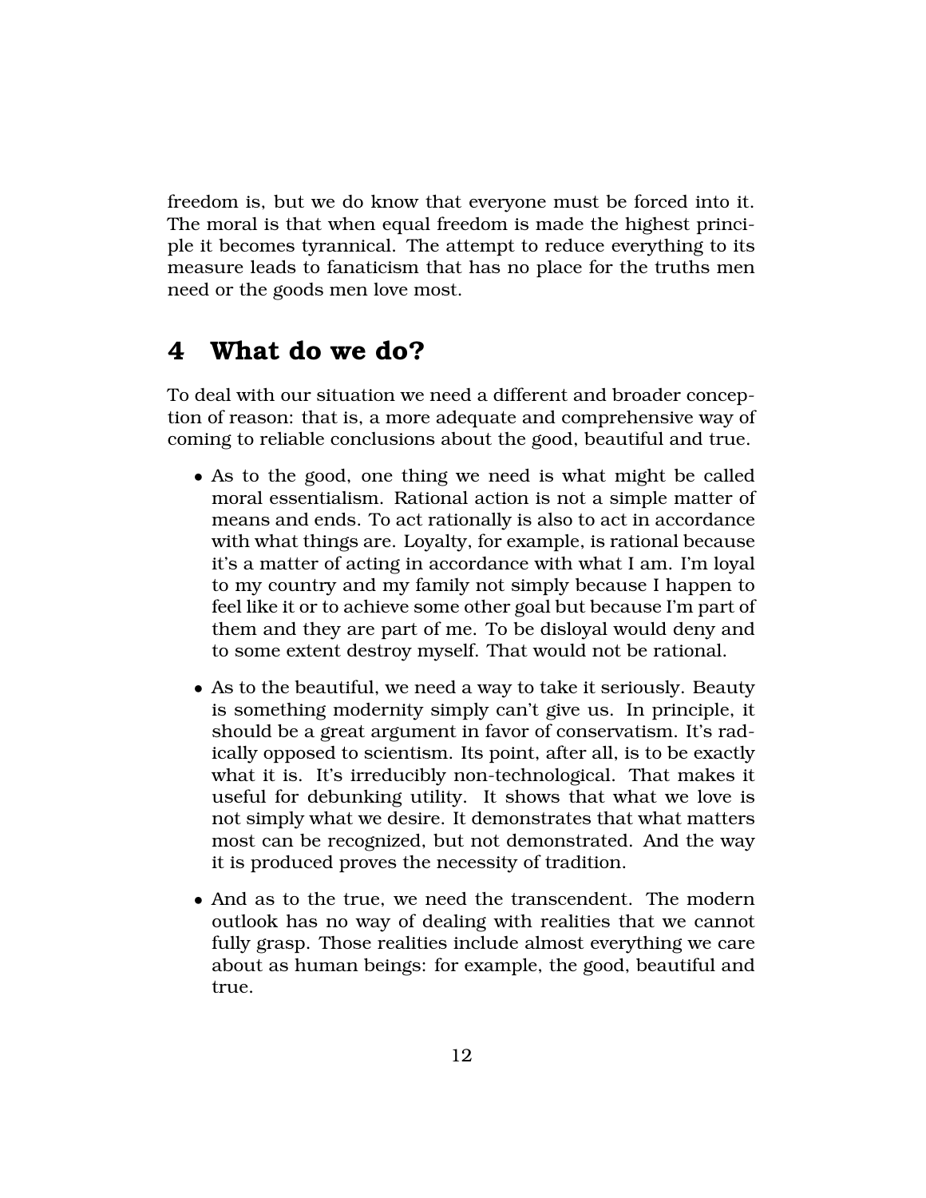freedom is, but we do know that everyone must be forced into it. The moral is that when equal freedom is made the highest principle it becomes tyrannical. The attempt to reduce everything to its measure leads to fanaticism that has no place for the truths men need or the goods men love most.

## 4 What do we do?

To deal with our situation we need a different and broader conception of reason: that is, a more adequate and comprehensive way of coming to reliable conclusions about the good, beautiful and true.

- As to the good, one thing we need is what might be called moral essentialism. Rational action is not a simple matter of means and ends. To act rationally is also to act in accordance with what things are. Loyalty, for example, is rational because it's a matter of acting in accordance with what I am. I'm loyal to my country and my family not simply because I happen to feel like it or to achieve some other goal but because I'm part of them and they are part of me. To be disloyal would deny and to some extent destroy myself. That would not be rational.

- As to the beautiful, we need a way to take it seriously. Beauty is something modernity simply can't give us. In principle, it should be a great argument in favor of conservatism. It's radically opposed to scientism. Its point, after all, is to be exactly what it is. It's irreducibly non-technological. That makes it useful for debunking utility. It shows that what we love is not simply what we desire. It demonstrates that what matters most can be recognized, but not demonstrated. And the way it is produced proves the necessity of tradition.

- And as to the true, we need the transcendent. The modern outlook has no way of dealing with realities that we cannot fully grasp. Those realities include almost everything we care about as human beings: for example, the good, beautiful and true.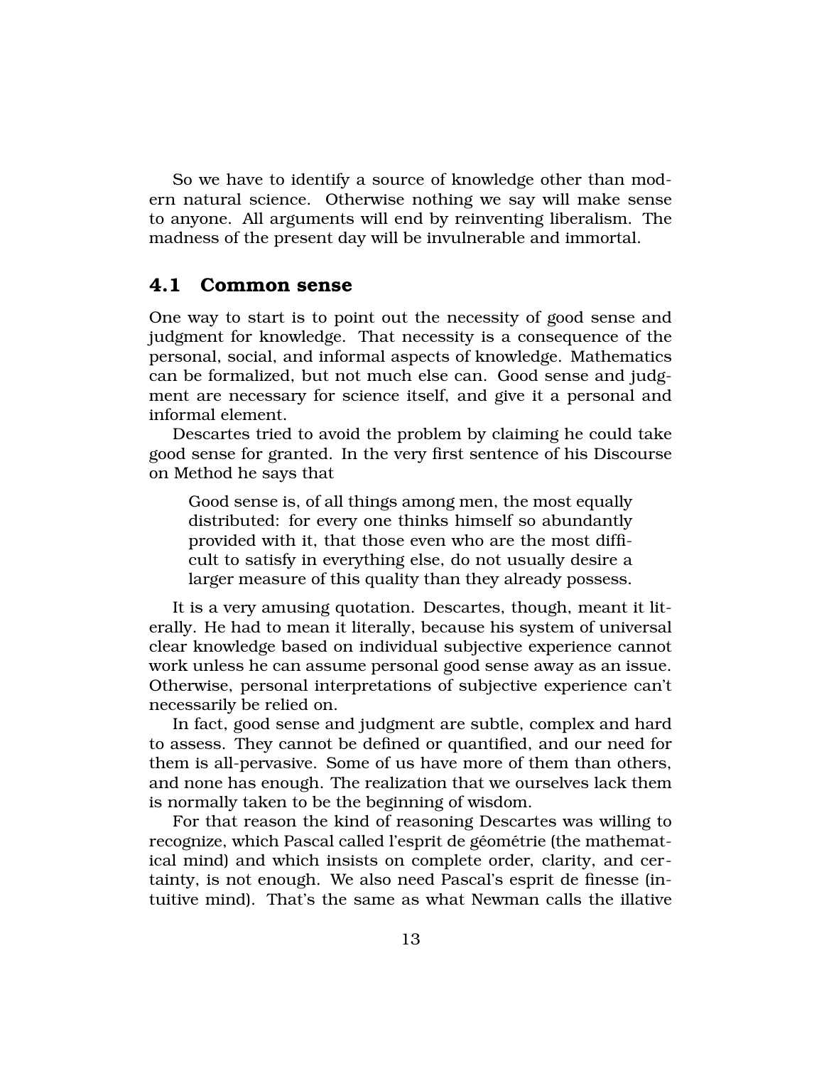So we have to identify a source of knowledge other than modern natural science. Otherwise nothing we say will make sense to anyone. All arguments will end by reinventing liberalism. The madness of the present day will be invulnerable and immortal.

## 4.1 Common sense

One way to start is to point out the necessity of good sense and judgment for knowledge. That necessity is a consequence of the personal, social, and informal aspects of knowledge. Mathematics can be formalized, but not much else can. Good sense and judgment are necessary for science itself, and give it a personal and informal element.

Descartes tried to avoid the problem by claiming he could take good sense for granted. In the very first sentence of his Discourse on Method he says that

> Good sense is, of all things among men, the most equally distributed: for every one thinks himself so abundantly provided with it, that those even who are the most difficult to satisfy in everything else, do not usually desire a larger measure of this quality than they already possess.

It is a very amusing quotation. Descartes, though, meant it literally. He had to mean it literally, because his system of universal clear knowledge based on individual subjective experience cannot work unless he can assume personal good sense away as an issue. Otherwise, personal interpretations of subjective experience can't necessarily be relied on.

In fact, good sense and judgment are subtle, complex and hard to assess. They cannot be defined or quantified, and our need for them is all-pervasive. Some of us have more of them than others, and none has enough. The realization that we ourselves lack them is normally taken to be the beginning of wisdom.

For that reason the kind of reasoning Descartes was willing to recognize, which Pascal called l'esprit de géométrie (the mathematical mind) and which insists on complete order, clarity, and certainty, is not enough. We also need Pascal's esprit de finesse (intuitive mind). That's the same as what Newman calls the illative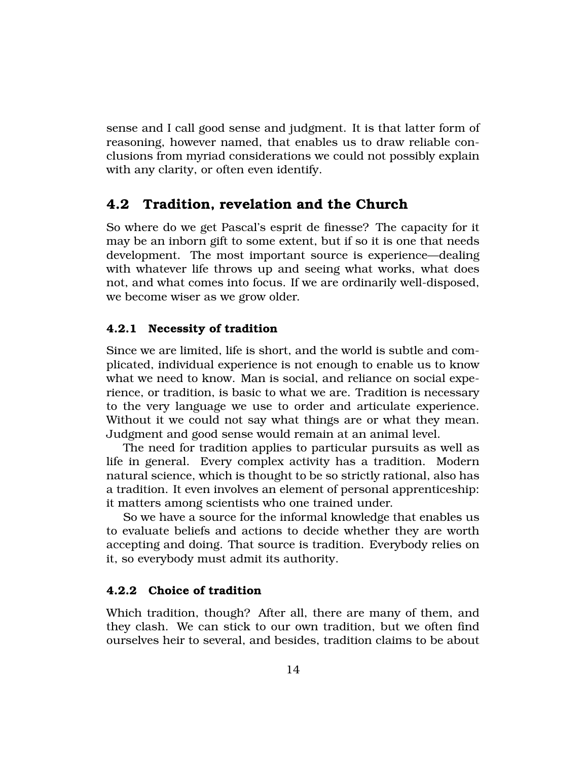sense and I call good sense and judgment. It is that latter form of reasoning, however named, that enables us to draw reliable conclusions from myriad considerations we could not possibly explain with any clarity, or often even identify.

## 4.2 Tradition, revelation and the Church

So where do we get Pascal's esprit de finesse? The capacity for it may be an inborn gift to some extent, but if so it is one that needs development. The most important source is experience—dealing with whatever life throws up and seeing what works, what does not, and what comes into focus. If we are ordinarily well-disposed, we become wiser as we grow older.

### 4.2.1 Necessity of tradition

Since we are limited, life is short, and the world is subtle and complicated, individual experience is not enough to enable us to know what we need to know. Man is social, and reliance on social experience, or tradition, is basic to what we are. Tradition is necessary to the very language we use to order and articulate experience. Without it we could not say what things are or what they mean. Judgment and good sense would remain at an animal level.

The need for tradition applies to particular pursuits as well as life in general. Every complex activity has a tradition. Modern natural science, which is thought to be so strictly rational, also has a tradition. It even involves an element of personal apprenticeship: it matters among scientists who one trained under.

So we have a source for the informal knowledge that enables us to evaluate beliefs and actions to decide whether they are worth accepting and doing. That source is tradition. Everybody relies on it, so everybody must admit its authority.

### 4.2.2 Choice of tradition

Which tradition, though? After all, there are many of them, and they clash. We can stick to our own tradition, but we often find ourselves heir to several, and besides, tradition claims to be about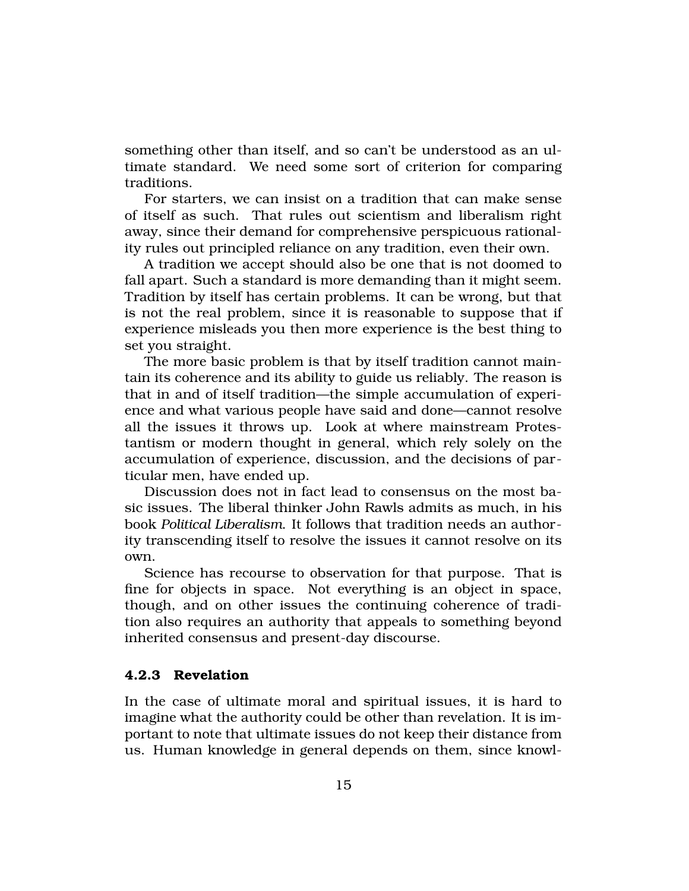something other than itself, and so can't be understood as an ultimate standard. We need some sort of criterion for comparing traditions.

For starters, we can insist on a tradition that can make sense of itself as such. That rules out scientism and liberalism right away, since their demand for comprehensive perspicuous rationality rules out principled reliance on any tradition, even their own.

A tradition we accept should also be one that is not doomed to fall apart. Such a standard is more demanding than it might seem. Tradition by itself has certain problems. It can be wrong, but that is not the real problem, since it is reasonable to suppose that if experience misleads you then more experience is the best thing to set you straight.

The more basic problem is that by itself tradition cannot maintain its coherence and its ability to guide us reliably. The reason is that in and of itself tradition—the simple accumulation of experience and what various people have said and done—cannot resolve all the issues it throws up. Look at where mainstream Protestantism or modern thought in general, which rely solely on the accumulation of experience, discussion, and the decisions of particular men, have ended up.

Discussion does not in fact lead to consensus on the most basic issues. The liberal thinker John Rawls admits as much, in his book *Political Liberalism*. It follows that tradition needs an authority transcending itself to resolve the issues it cannot resolve on its own.

Science has recourse to observation for that purpose. That is fine for objects in space. Not everything is an object in space, though, and on other issues the continuing coherence of tradition also requires an authority that appeals to something beyond inherited consensus and present-day discourse.

### 4.2.3 Revelation

In the case of ultimate moral and spiritual issues, it is hard to imagine what the authority could be other than revelation. It is important to note that ultimate issues do not keep their distance from us. Human knowledge in general depends on them, since knowl-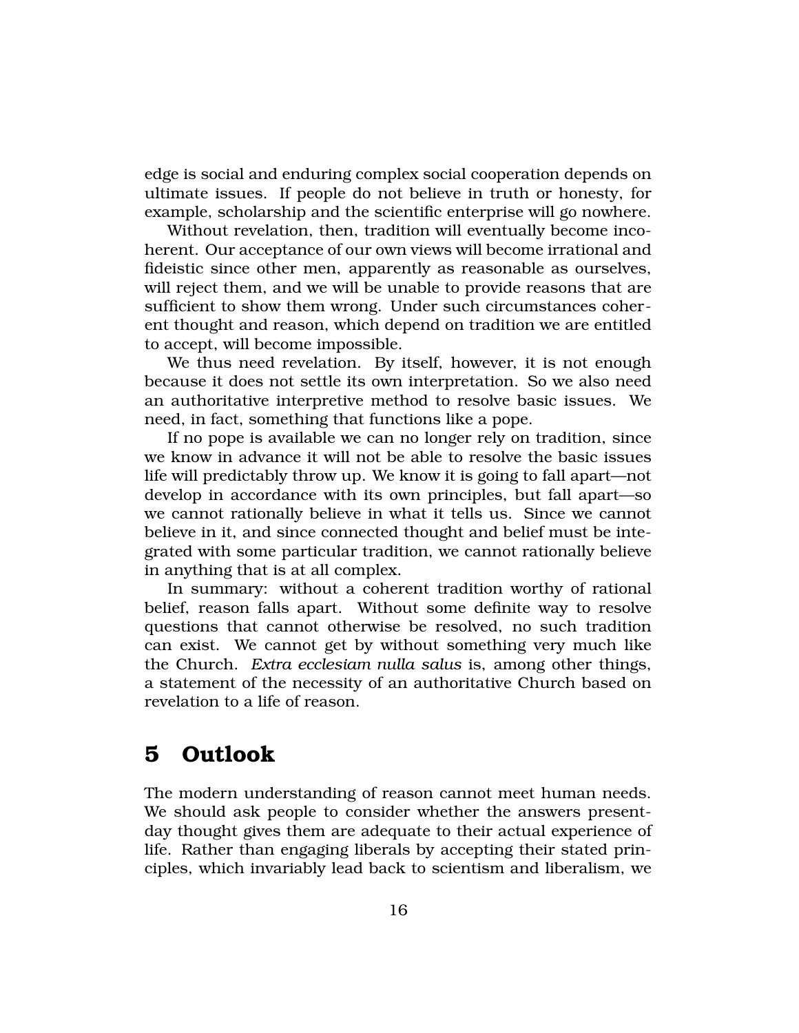edge is social and enduring complex social cooperation depends on ultimate issues. If people do not believe in truth or honesty, for example, scholarship and the scientific enterprise will go nowhere.

Without revelation, then, tradition will eventually become incoherent. Our acceptance of our own views will become irrational and fideistic since other men, apparently as reasonable as ourselves, will reject them, and we will be unable to provide reasons that are sufficient to show them wrong. Under such circumstances coherent thought and reason, which depend on tradition we are entitled to accept, will become impossible.

We thus need revelation. By itself, however, it is not enough because it does not settle its own interpretation. So we also need an authoritative interpretive method to resolve basic issues. We need, in fact, something that functions like a pope.

If no pope is available we can no longer rely on tradition, since we know in advance it will not be able to resolve the basic issues life will predictably throw up. We know it is going to fall apart—not develop in accordance with its own principles, but fall apart—so we cannot rationally believe in what it tells us. Since we cannot believe in it, and since connected thought and belief must be integrated with some particular tradition, we cannot rationally believe in anything that is at all complex.

In summary: without a coherent tradition worthy of rational belief, reason falls apart. Without some definite way to resolve questions that cannot otherwise be resolved, no such tradition can exist. We cannot get by without something very much like the Church. *Extra ecclesiam nulla salus* is, among other things, a statement of the necessity of an authoritative Church based on revelation to a life of reason.

# 5 Outlook

The modern understanding of reason cannot meet human needs. We should ask people to consider whether the answers present-day thought gives them are adequate to their actual experience of life. Rather than engaging liberals by accepting their stated principles, which invariably lead back to scientism and liberalism, we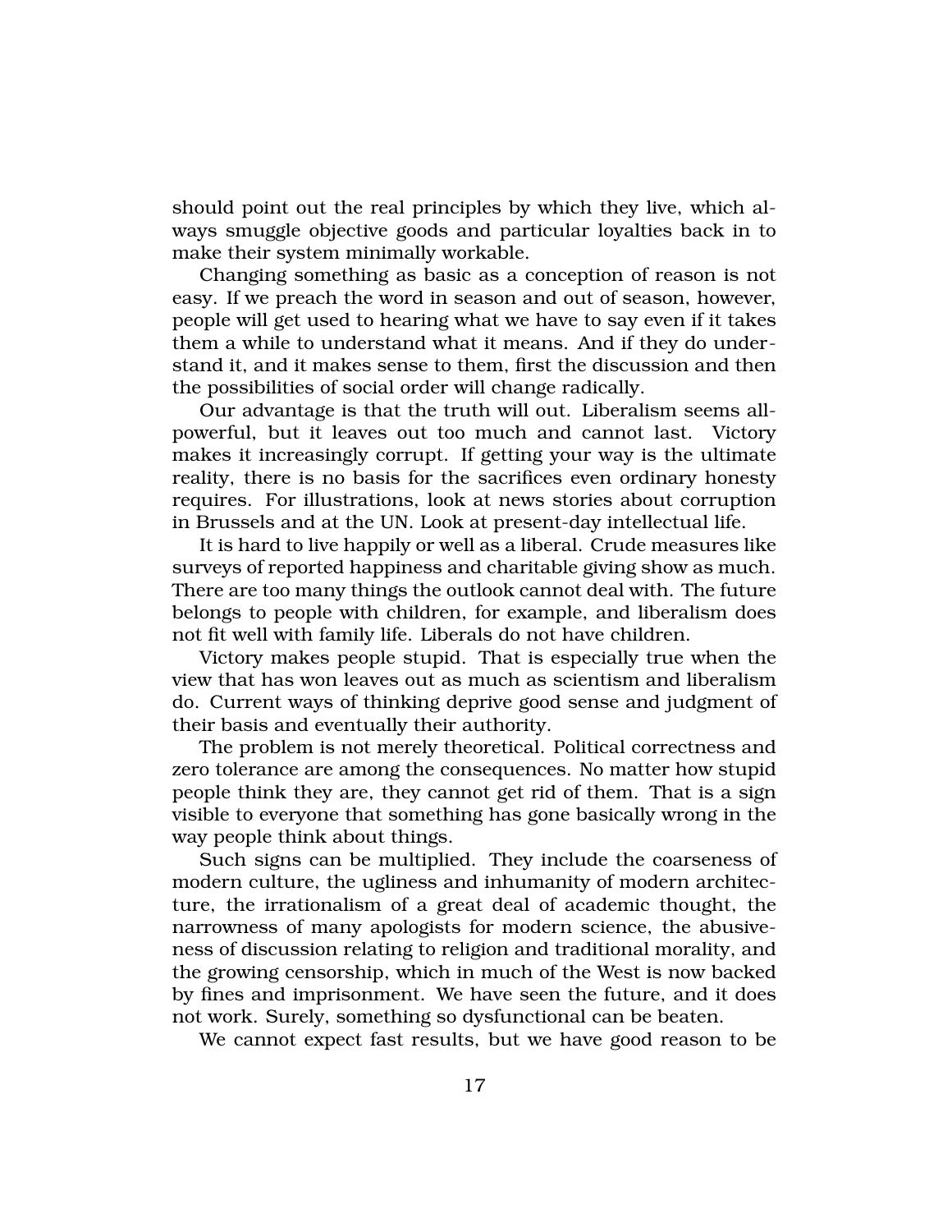should point out the real principles by which they live, which always smuggle objective goods and particular loyalties back in to make their system minimally workable.

Changing something as basic as a conception of reason is not easy. If we preach the word in season and out of season, however, people will get used to hearing what we have to say even if it takes them a while to understand what it means. And if they do understand it, and it makes sense to them, first the discussion and then the possibilities of social order will change radically.

Our advantage is that the truth will out. Liberalism seems all-powerful, but it leaves out too much and cannot last. Victory makes it increasingly corrupt. If getting your way is the ultimate reality, there is no basis for the sacrifices even ordinary honesty requires. For illustrations, look at news stories about corruption in Brussels and at the UN. Look at present-day intellectual life.

It is hard to live happily or well as a liberal. Crude measures like surveys of reported happiness and charitable giving show as much. There are too many things the outlook cannot deal with. The future belongs to people with children, for example, and liberalism does not fit well with family life. Liberals do not have children.

Victory makes people stupid. That is especially true when the view that has won leaves out as much as scientism and liberalism do. Current ways of thinking deprive good sense and judgment of their basis and eventually their authority.

The problem is not merely theoretical. Political correctness and zero tolerance are among the consequences. No matter how stupid people think they are, they cannot get rid of them. That is a sign visible to everyone that something has gone basically wrong in the way people think about things.

Such signs can be multiplied. They include the coarseness of modern culture, the ugliness and inhumanity of modern architecture, the irrationalism of a great deal of academic thought, the narrowness of many apologists for modern science, the abusiveness of discussion relating to religion and traditional morality, and the growing censorship, which in much of the West is now backed by fines and imprisonment. We have seen the future, and it does not work. Surely, something so dysfunctional can be beaten.

We cannot expect fast results, but we have good reason to be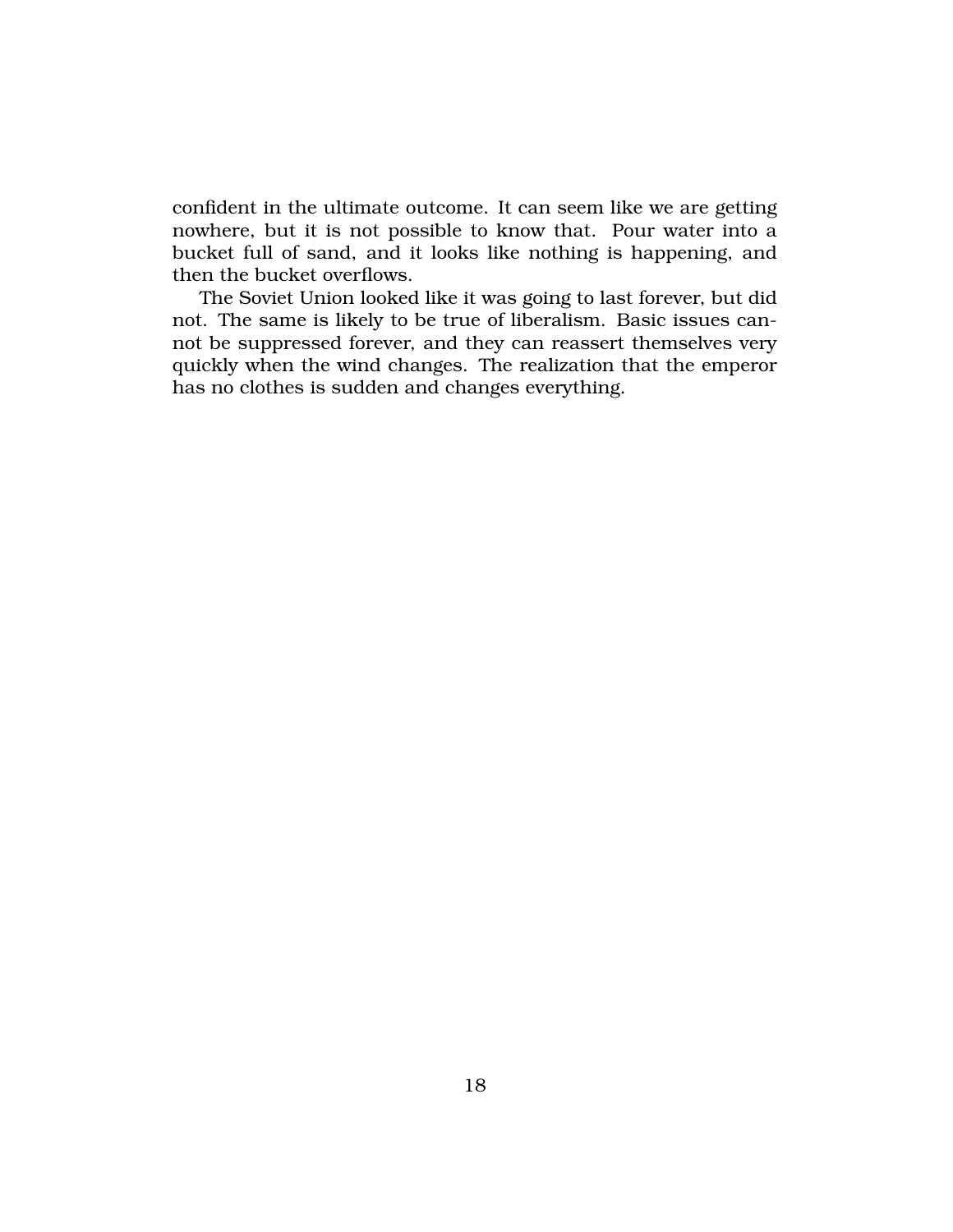confident in the ultimate outcome. It can seem like we are getting nowhere, but it is not possible to know that. Pour water into a bucket full of sand, and it looks like nothing is happening, and then the bucket overflows.

The Soviet Union looked like it was going to last forever, but did not. The same is likely to be true of liberalism. Basic issues cannot be suppressed forever, and they can reassert themselves very quickly when the wind changes. The realization that the emperor has no clothes is sudden and changes everything.